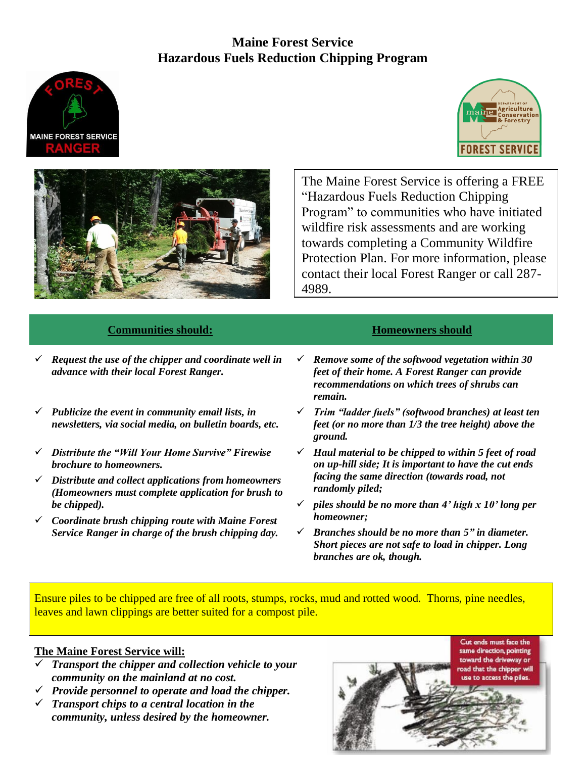# Maine Forest Service
# Hazardous Fuels Reduction Chipping Program

The Maine Forest Service is offering a FREE "Hazardous Fuels Reduction Chipping Program" to communities who have initiated wildfire risk assessments and are working towards completing a Community Wildfire Protection Plan. For more information, please contact their local Forest Ranger or call 287-4989.

## Communities should:

- ✓ ***Request the use of the chipper and coordinate well in advance with their local Forest Ranger.***
- ✓ ***Publicize the event in community email lists, in newsletters, via social media, on bulletin boards, etc.***
- ✓ ***Distribute the "Will Your Home Survive" Firewise brochure to homeowners.***
- ✓ ***Distribute and collect applications from homeowners (Homeowners must complete application for brush to be chipped).***
- ✓ ***Coordinate brush chipping route with Maine Forest Service Ranger in charge of the brush chipping day.***

## Homeowners should

- ✓ ***Remove some of the softwood vegetation within 30 feet of their home. A Forest Ranger can provide recommendations on which trees of shrubs can remain.***
- ✓ ***Trim "ladder fuels" (softwood branches) at least ten feet (or no more than 1/3 the tree height) above the ground.***
- ✓ ***Haul material to be chipped to within 5 feet of road on up-hill side; It is important to have the cut ends facing the same direction (towards road, not randomly piled;***
- ✓ ***piles should be no more than 4' high x 10' long per homeowner;***
- ✓ ***Branches should be no more than 5" in diameter. Short pieces are not safe to load in chipper. Long branches are ok, though.***

Ensure piles to be chipped are free of all roots, stumps, rocks, mud and rotted wood. Thorns, pine needles, leaves and lawn clippings are better suited for a compost pile.

## The Maine Forest Service will:

- ✓ ***Transport the chipper and collection vehicle to your community on the mainland at no cost.***
- ✓ ***Provide personnel to operate and load the chipper.***
- ✓ ***Transport chips to a central location in the community, unless desired by the homeowner.***

Cut ends must face the same direction, pointing toward the driveway or road that the chipper will use to access the piles.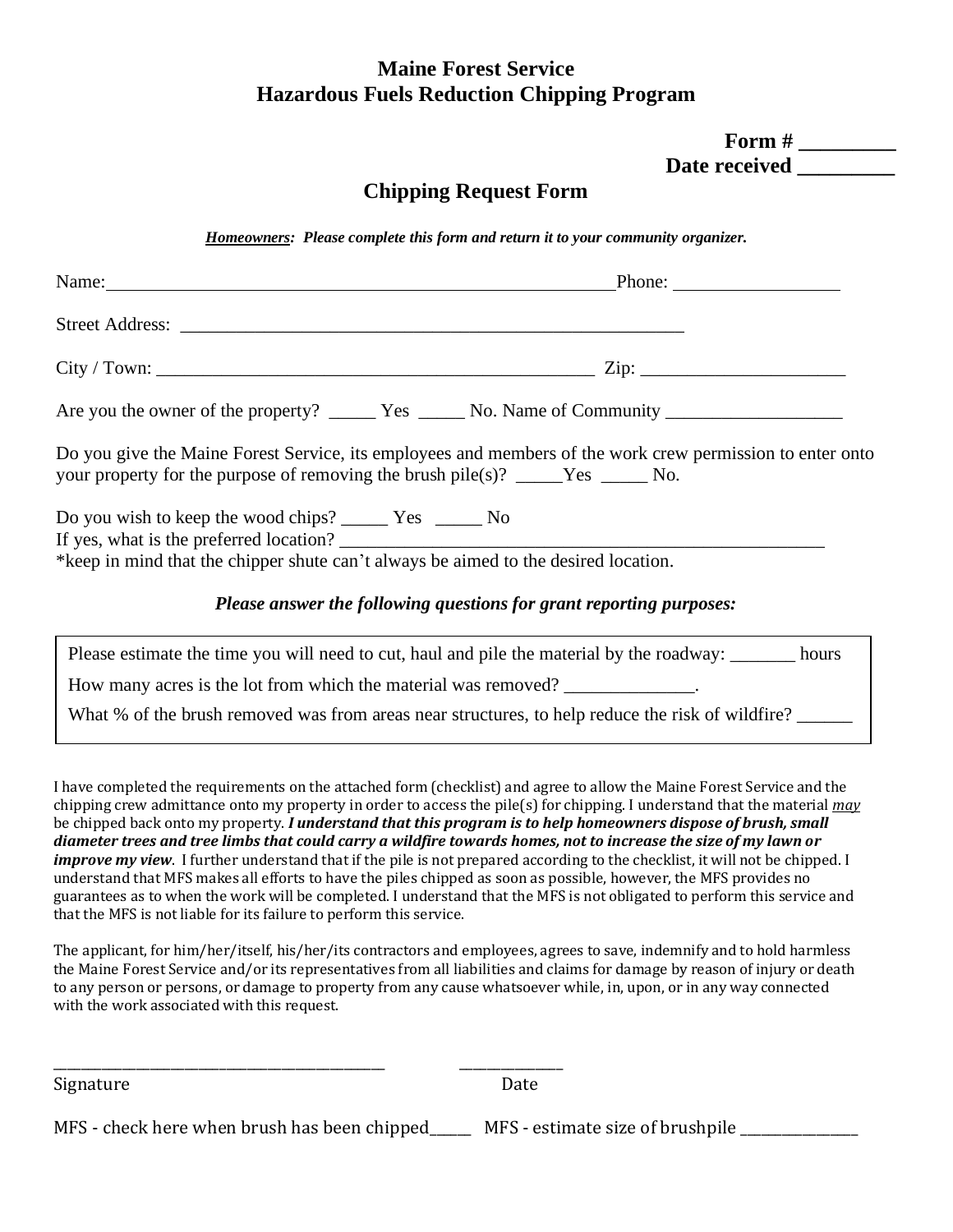# Maine Forest Service
# Hazardous Fuels Reduction Chipping Program

**Form # _________**
**Date received _________**

## Chipping Request Form

***Homeowners:** Please complete this form and return it to your community organizer.*

Name:_____________________________________________________Phone: _________________

Street Address: _______________________________________________________

City / Town: _______________________________________________ Zip: ______________________

Are you the owner of the property? _____ Yes _____ No. Name of Community ___________________

Do you give the Maine Forest Service, its employees and members of the work crew permission to enter onto your property for the purpose of removing the brush pile(s)? _____Yes _____ No.

Do you wish to keep the wood chips? _____ Yes _____ No
If yes, what is the preferred location? ______________________________________________________
*keep in mind that the chipper shute can't always be aimed to the desired location.

***Please answer the following questions for grant reporting purposes:***

Please estimate the time you will need to cut, haul and pile the material by the roadway: _______ hours

How many acres is the lot from which the material was removed? ______________.

What % of the brush removed was from areas near structures, to help reduce the risk of wildfire? ______

I have completed the requirements on the attached form (checklist) and agree to allow the Maine Forest Service and the chipping crew admittance onto my property in order to access the pile(s) for chipping. I understand that the material *may* be chipped back onto my property. ***I understand that this program is to help homeowners dispose of brush, small diameter trees and tree limbs that could carry a wildfire towards homes, not to increase the size of my lawn or improve my view***. I further understand that if the pile is not prepared according to the checklist, it will not be chipped. I understand that MFS makes all efforts to have the piles chipped as soon as possible, however, the MFS provides no guarantees as to when the work will be completed. I understand that the MFS is not obligated to perform this service and that the MFS is not liable for its failure to perform this service.

The applicant, for him/her/itself, his/her/its contractors and employees, agrees to save, indemnify and to hold harmless the Maine Forest Service and/or its representatives from all liabilities and claims for damage by reason of injury or death to any person or persons, or damage to property from any cause whatsoever while, in, upon, or in any way connected with the work associated with this request.

_________________________________________ _____________
Signature Date

MFS - check here when brush has been chipped_____ MFS - estimate size of brushpile _______________